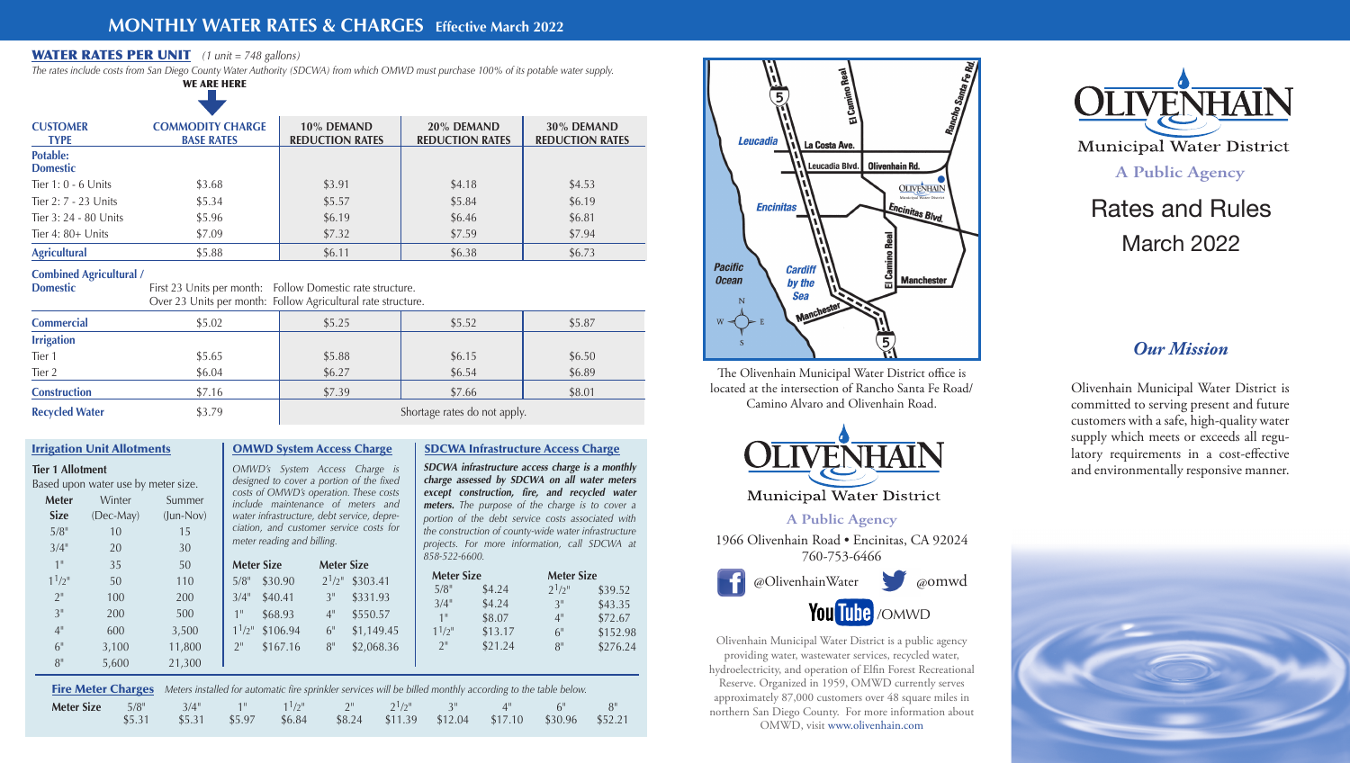# MONTHLY WATER RATES & CHARGES Effective March 2022

## WATER RATES PER UNIT *(1 unit = 748 gallons)*

*The rates include costs from San Diego County Water Authority (SDCWA) from which OMWD must purchase 100% of its potable water supply.*

WE ARE HERE

| CUSTOMER TYPE | COMMODITY CHARGE BASE RATES | 10% DEMAND REDUCTION RATES | 20% DEMAND REDUCTION RATES | 30% DEMAND REDUCTION RATES |
|---|---|---|---|---|
| **Potable: Domestic** | | | | |
| Tier 1: 0 - 6 Units | $3.68 | $3.91 | $4.18 | $4.53 |
| Tier 2: 7 - 23 Units | $5.34 | $5.57 | $5.84 | $6.19 |
| Tier 3: 24 - 80 Units | $5.96 | $6.19 | $6.46 | $6.81 |
| Tier 4: 80+ Units | $7.09 | $7.32 | $7.59 | $7.94 |
| **Agricultural** | $5.88 | $6.11 | $6.38 | $6.73 |
| **Combined Agricultural / Domestic** | First 23 Units per month: Follow Domestic rate structure. Over 23 Units per month: Follow Agricultural rate structure. | | | |
| **Commercial** | $5.02 | $5.25 | $5.52 | $5.87 |
| **Irrigation** | | | | |
| Tier 1 | $5.65 | $5.88 | $6.15 | $6.50 |
| Tier 2 | $6.04 | $6.27 | $6.54 | $6.89 |
| **Construction** | $7.16 | $7.39 | $7.66 | $8.01 |
| **Recycled Water** | $3.79 | Shortage rates do not apply. | | |

### Irrigation Unit Allotments

**Tier 1 Allotment**

Based upon water use by meter size.

| Meter Size | Winter (Dec-May) | Summer (Jun-Nov) |
|---|---|---|
| 5/8" | 10 | 15 |
| 3/4" | 20 | 30 |
| 1" | 35 | 50 |
| 1 1/2" | 50 | 110 |
| 2" | 100 | 200 |
| 3" | 200 | 500 |
| 4" | 600 | 3,500 |
| 6" | 3,100 | 11,800 |
| 8" | 5,600 | 21,300 |

### OMWD System Access Charge

*OMWD's System Access Charge is designed to cover a portion of the fixed costs of OMWD's operation. These costs include maintenance of meters and water infrastructure, debt service, depreciation, and customer service costs for meter reading and billing.*

| Meter Size | | Meter Size | |
|---|---|---|---|
| 5/8" | $30.90 | 2 1/2" | $303.41 |
| 3/4" | $40.41 | 3" | $331.93 |
| 1" | $68.93 | 4" | $550.57 |
| 1 1/2" | $106.94 | 6" | $1,149.45 |
| 2" | $167.16 | 8" | $2,068.36 |

### SDCWA Infrastructure Access Charge

***SDCWA infrastructure access charge is a monthly charge assessed by SDCWA on all water meters except construction, fire, and recycled water meters.*** *The purpose of the charge is to cover a portion of the debt service costs associated with the construction of county-wide water infrastructure projects. For more information, call SDCWA at 858-522-6600.*

| Meter Size | | Meter Size | |
|---|---|---|---|
| 5/8" | $4.24 | 2 1/2" | $39.52 |
| 3/4" | $4.24 | 3" | $43.35 |
| 1" | $8.07 | 4" | $72.67 |
| 1 1/2" | $13.17 | 6" | $152.98 |
| 2" | $21.24 | 8" | $276.24 |

### Fire Meter Charges

*Meters installed for automatic fire sprinkler services will be billed monthly according to the table below.*

| Meter Size | 5/8" | 3/4" | 1" | 1 1/2" | 2" | 2 1/2" | 3" | 4" | 6" | 8" |
|---|---|---|---|---|---|---|---|---|---|---|
| | $5.31 | $5.31 | $5.97 | $6.84 | $8.24 | $11.39 | $12.04 | $17.10 | $30.96 | $52.21 |

The Olivenhain Municipal Water District office is located at the intersection of Rancho Santa Fe Road/ Camino Alvaro and Olivenhain Road.

**OLIVENHAIN**
Municipal Water District
A Public Agency

1966 Olivenhain Road • Encinitas, CA 92024
760-753-6466

@OlivenhainWater @omwd
YouTube /OMWD

Olivenhain Municipal Water District is a public agency providing water, wastewater services, recycled water, hydroelectricity, and operation of Elfin Forest Recreational Reserve. Organized in 1959, OMWD currently serves approximately 87,000 customers over 48 square miles in northern San Diego County. For more information about OMWD, visit www.olivenhain.com

# OLIVENHAIN
Municipal Water District
A Public Agency

# Rates and Rules
## March 2022

### *Our Mission*

Olivenhain Municipal Water District is committed to serving present and future customers with a safe, high-quality water supply which meets or exceeds all regulatory requirements in a cost-effective and environmentally responsive manner.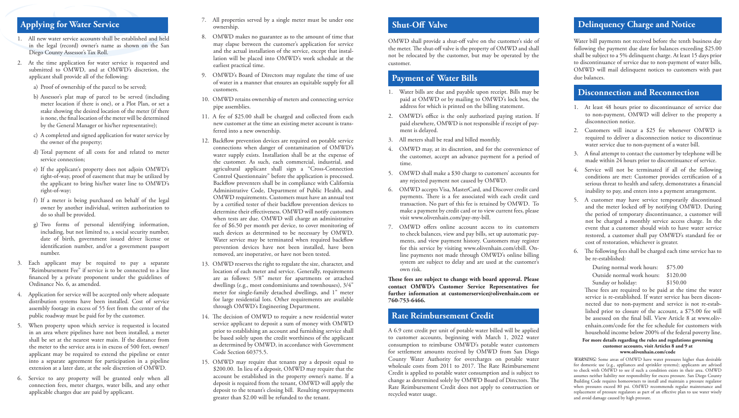## Applying for Water Service

1. All new water service accounts shall be established and held in the legal (record) owner's name as shown on the San Diego County Assessor's Tax Roll.
2. At the time application for water service is requested and submitted to OMWD, and at OMWD's discretion, the applicant shall provide all of the following:
   a) Proof of ownership of the parcel to be served;
   b) Assessor's plat map of parcel to be served (including meter location if there is one), or a Plot Plan, or set a stake showing the desired location of the meter (if there is none, the final location of the meter will be determined by the General Manager or his/her representative);
   c) A completed and signed application for water service by the owner of the property;
   d) Total payment of all costs for and related to meter service connection;
   e) If the applicant's property does not adjoin OMWD's right-of-way, proof of easement that may be utilized by the applicant to bring his/her water line to OMWD's right-of-way;
   f) If a meter is being purchased on behalf of the legal owner by another individual, written authorization to do so shall be provided.
   g) Two forms of personal identifying information, including, but not limited to, a social security number, date of birth, government issued driver license or identification number, and/or a government passport number.
3. Each applicant may be required to pay a separate "Reimbursement Fee" if service is to be connected to a line financed by a private proponent under the guidelines of Ordinance No. 6, as amended.
4. Application for service will be accepted only where adequate distribution systems have been installed. Cost of service assembly footage in excess of 55 feet from the center of the public roadway must be paid for by the customer.
5. When property upon which service is requested is located in an area where pipelines have not been installed, a meter shall be set at the nearest water main. If the distance from the meter to the service area is in excess of 500 feet, owner/applicant may be required to extend the pipeline or enter into a separate agreement for participation in a pipeline extension at a later date, at the sole discretion of OMWD.
6. Service to any property will be granted only when all connection fees, meter charges, water bills, and any other applicable charges due are paid by applicant.
7. All properties served by a single meter must be under one ownership.
8. OMWD makes no guarantee as to the amount of time that may elapse between the customer's application for service and the actual installation of the service, except that installation will be placed into OMWD's work schedule at the earliest practical time.
9. OMWD's Board of Directors may regulate the time of use of water in a manner that ensures an equitable supply for all customers.
10. OMWD retains ownership of meters and connecting service pipe assemblies.
11. A fee of $25.00 shall be charged and collected from each new customer at the time an existing meter account is transferred into a new ownership.
12. Backflow prevention devices are required on potable service connections when danger of contamination of OMWD's water supply exists. Installation shall be at the expense of the customer. As such, each commercial, industrial, and agricultural applicant shall sign a "Cross-Connection Control Questionnaire" before the application is processed. Backflow preventers shall be in compliance with California Administrative Code, Department of Public Health, and OMWD requirements. Customers must have an annual test by a certified tester of their backflow prevention devices to determine their effectiveness. OMWD will notify customers when tests are due. OMWD will charge an administrative fee of $6.50 per month per device, to cover monitoring of such devices as determined to be necessary by OMWD. Water service may be terminated when required backflow prevention devices have not been installed, have been removed, are inoperative, or have not been tested.
13. OMWD reserves the right to regulate the size, character, and location of each meter and service. Generally, requirements are as follows: 5/8" meter for apartments or attached dwellings (e.g., most condominiums and townhouses), 3/4" meter for single-family detached dwellings, and 1" meter for large residential lots. Other requirements are available through OMWD's Engineering Department.
14. The decision of OMWD to require a new residential water service applicant to deposit a sum of money with OMWD prior to establishing an account and furnishing service shall be based solely upon the credit worthiness of the applicant as determined by OMWD, in accordance with Government Code Section 60375.5.
15. OMWD may require that tenants pay a deposit equal to $200.00. In lieu of a deposit, OMWD may require that the account be established in the property owner's name. If a deposit is required from the tenant, OMWD will apply the deposit to the tenant's closing bill. Resulting overpayments greater than $2.00 will be refunded to the tenant.

## Shut-Off Valve

OMWD shall provide a shut-off valve on the customer's side of the meter. The shut-off valve is the property of OMWD and shall not be relocated by the customer, but may be operated by the customer.

## Payment of Water Bills

1. Water bills are due and payable upon receipt. Bills may be paid at OMWD or by mailing to OMWD's lock box, the address for which is printed on the billing statement.
2. OMWD's office is the only authorized paying station. If paid elsewhere, OMWD is not responsible if receipt of payment is delayed.
3. All meters shall be read and billed monthly.
4. OMWD may, at its discretion, and for the convenience of the customer, accept an advance payment for a period of time.
5. OMWD shall make a $30 charge to customers' accounts for any rejected payment not caused by OMWD.
6. OMWD accepts Visa, MasterCard, and Discover credit card payments. There is a fee associated with each credit card transaction. No part of this fee is retained by OMWD. To make a payment by credit card or to view current fees, please visit www.olivenhain.com/pay-my-bill.
7. OMWD offers online account access to its customers to check balances, view and pay bills, set up automatic payments, and view payment history. Customers may register for this service by visiting www.olivenhain.com/ebill. Online payments not made through OMWD's online billing system are subject to delay and are used at the customer's own risk.

**These fees are subject to change with board approval. Please contact OMWD's Customer Service Representatives for further information at customerservice@olivenhain.com or 760-753-6466.**

## Rate Reimbursement Credit

A 6.9 cent credit per unit of potable water billed will be applied to customer accounts, beginning with March 1, 2022 water consumption to reimburse OMWD's potable water customers for settlement amounts received by OMWD from San Diego County Water Authority for overcharges on potable water wholesale costs from 2011 to 2017. The Rate Reimbursement Credit is applied to potable water consumption and is subject to change as determined solely by OMWD Board of Directors. The Rate Reimbursement Credit does not apply to construction or recycled water usage.

## Delinquency Charge and Notice

Water bill payments not received before the tenth business day following the payment due date for balances exceeding $25.00 shall be subject to a 5% delinquent charge. At least 15 days prior to discontinuance of service due to non-payment of water bills, OMWD will mail delinquent notices to customers with past due balances.

## Disconnection and Reconnection

1. At least 48 hours prior to discontinuance of service due to non-payment, OMWD will deliver to the property a disconnection notice.
2. Customers will incur a $25 fee whenever OMWD is required to deliver a disconnection notice to discontinue water service due to non-payment of a water bill.
3. A final attempt to contact the customer by telephone will be made within 24 hours prior to discontinuance of service.
4. Service will not be terminated if all of the following conditions are met: Customer provides certification of a serious threat to health and safety, demonstrates a financial inability to pay, and enters into a payment arrangement.
5. A customer may have service temporarily discontinued and the meter locked off by notifying OMWD. During the period of temporary discontinuance, a customer will not be charged a monthly service access charge. In the event that a customer should wish to have water service restored, a customer shall pay OMWD's standard fee or cost of restoration, whichever is greater.
6. The following fees shall be charged each time service has to be re-established:

| | |
|---|---|
| During normal work hours: | $75.00 |
| Outside normal work hours: | $120.00 |
| Sunday or holiday: | $150.00 |

These fees are required to be paid at the time the water service is re-established. If water service has been disconnected due to non-payment and service is not re-established prior to closure of the account, a $75.00 fee will be assessed on the final bill. View Article 8 at www.olivenhain.com/code for the fee schedule for customers with household income below 200% of the federal poverty line.

**For more details regarding the rules and regulations governing customer accounts, visit Articles 8 and 9 at www.olivenhain.com/code**

*WARNING:* Some areas of OMWD have water pressures higher than desirable for domestic use (e.g., appliances and sprinkler systems); applicants are advised to check with OMWD to see if such a condition exists in their area. OMWD assumes neither liability nor responsibility for excess pressure. San Diego County Building Code requires homeowners to install and maintain a pressure regulator when pressures exceed 80 psi. OMWD recommends regular maintenance and replacement of pressure regulators as part of an effective plan to use water wisely and avoid damage caused by high pressure.